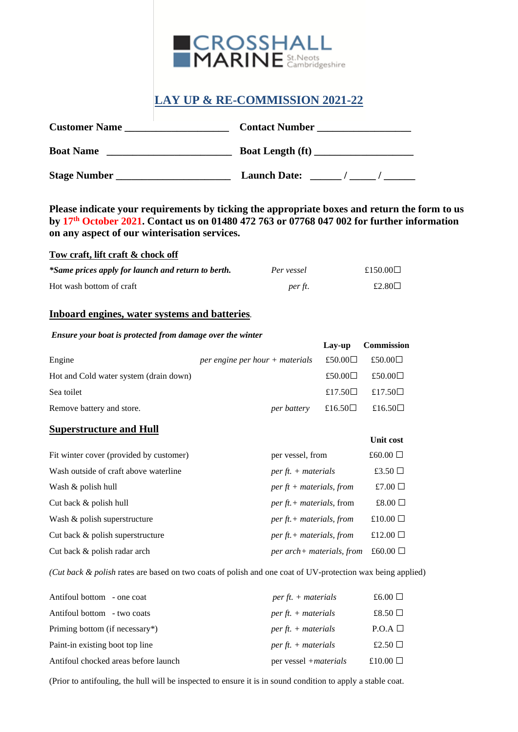CROSSHALL MARINE St.Neots Cambridgeshire

# LAY UP & RE-COMMISSION 2021-22

**Customer Name** ____________________ **Contact Number** __________________

**Boat Name** ________________________ **Boat Length (ft)** ___________________

**Stage Number** ______________________ **Launch Date:** ______ / _____ / ______

**Please indicate your requirements by ticking the appropriate boxes and return the form to us by 17th October 2021. Contact us on 01480 472 763 or 07768 047 002 for further information on any aspect of our winterisation services.**

## Tow craft, lift craft & chock off

| | | |
|---|---|---|
| ***Same prices apply for launch and return to berth.** | *Per vessel* | £150.00☐ |
| Hot wash bottom of craft | *per ft.* | £2.80☐ |

## Inboard engines, water systems and batteries.

***Ensure your boat is protected from damage over the winter***

| | | Lay-up | Commission |
|---|---|---|---|
| Engine | *per engine per hour + materials* | £50.00☐ | £50.00☐ |
| Hot and Cold water system (drain down) | | £50.00☐ | £50.00☐ |
| Sea toilet | | £17.50☐ | £17.50☐ |
| Remove battery and store. | *per battery* | £16.50☐ | £16.50☐ |

## Superstructure and Hull

| | | Unit cost |
|---|---|---|
| Fit winter cover (provided by customer) | per vessel, from | £60.00 ☐ |
| Wash outside of craft above waterline | *per ft. + materials* | £3.50 ☐ |
| Wash & polish hull | *per ft + materials, from* | £7.00 ☐ |
| Cut back & polish hull | *per ft.+ materials*, from | £8.00 ☐ |
| Wash & polish superstructure | *per ft.+ materials, from* | £10.00 ☐ |
| Cut back & polish superstructure | *per ft.+ materials, from* | £12.00 ☐ |
| Cut back & polish radar arch | *per arch+ materials, from* | £60.00 ☐ |

(*Cut back & polish* rates are based on two coats of polish and one coat of UV-protection wax being applied)

| | | |
|---|---|---|
| Antifoul bottom - one coat | *per ft. + materials* | £6.00 ☐ |
| Antifoul bottom - two coats | *per ft. + materials* | £8.50 ☐ |
| Priming bottom (if necessary*) | *per ft. + materials* | P.O.A ☐ |
| Paint-in existing boot top line | *per ft. + materials* | £2.50 ☐ |
| Antifoul chocked areas before launch | per vessel +*materials* | £10.00 ☐ |

(Prior to antifouling, the hull will be inspected to ensure it is in sound condition to apply a stable coat.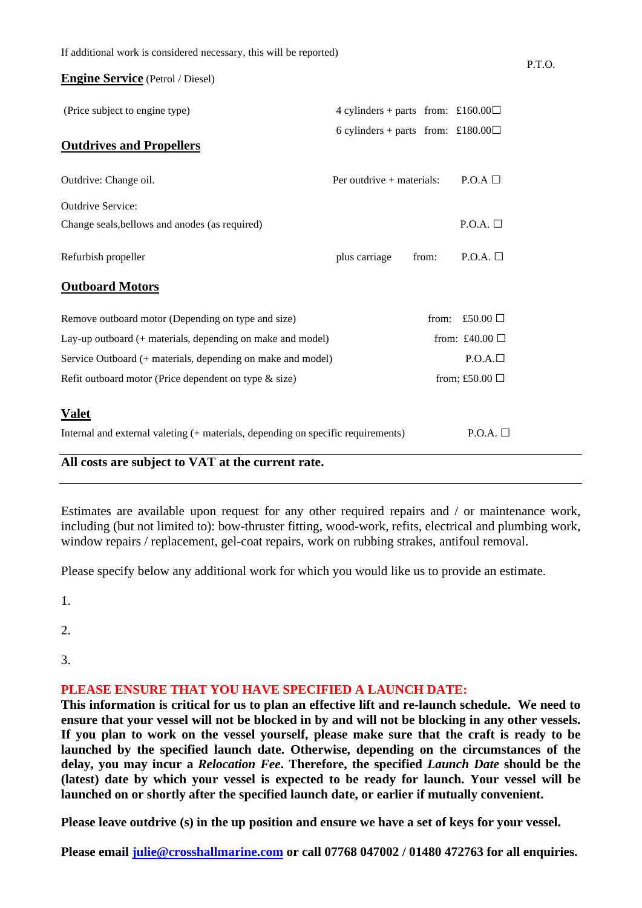If additional work is considered necessary, this will be reported)

P.T.O.

**Engine Service** (Petrol / Diesel)

| | | |
|---|---|---|
| (Price subject to engine type) | 4 cylinders + parts from: | £160.00☐ |
| | 6 cylinders + parts from: | £180.00☐ |

**Outdrives and Propellers**

| | | |
|---|---|---|
| Outdrive: Change oil. | Per outdrive + materials: | P.O.A ☐ |
| Outdrive Service:<br>Change seals,bellows and anodes (as required) | | P.O.A. ☐ |
| Refurbish propeller | plus carriage from: | P.O.A. ☐ |

**Outboard Motors**

| | | |
|---|---|---|
| Remove outboard motor (Depending on type and size) | from: | £50.00 ☐ |
| Lay-up outboard (+ materials, depending on make and model) | from: | £40.00 ☐ |
| Service Outboard (+ materials, depending on make and model) | | P.O.A.☐ |
| Refit outboard motor (Price dependent on type & size) | from; | £50.00 ☐ |

**Valet**

Internal and external valeting (+ materials, depending on specific requirements) P.O.A. ☐

**All costs are subject to VAT at the current rate.**

---

Estimates are available upon request for any other required repairs and / or maintenance work, including (but not limited to): bow-thruster fitting, wood-work, refits, electrical and plumbing work, window repairs / replacement, gel-coat repairs, work on rubbing strakes, antifoul removal.

Please specify below any additional work for which you would like us to provide an estimate.

1.

2.

3.

**PLEASE ENSURE THAT YOU HAVE SPECIFIED A LAUNCH DATE:**
**This information is critical for us to plan an effective lift and re-launch schedule. We need to ensure that your vessel will not be blocked in by and will not be blocking in any other vessels. If you plan to work on the vessel yourself, please make sure that the craft is ready to be launched by the specified launch date. Otherwise, depending on the circumstances of the delay, you may incur a *Relocation Fee*. Therefore, the specified *Launch Date* should be the (latest) date by which your vessel is expected to be ready for launch. Your vessel will be launched on or shortly after the specified launch date, or earlier if mutually convenient.**

**Please leave outdrive (s) in the up position and ensure we have a set of keys for your vessel.**

**Please email julie@crosshallmarine.com or call 07768 047002 / 01480 472763 for all enquiries.**